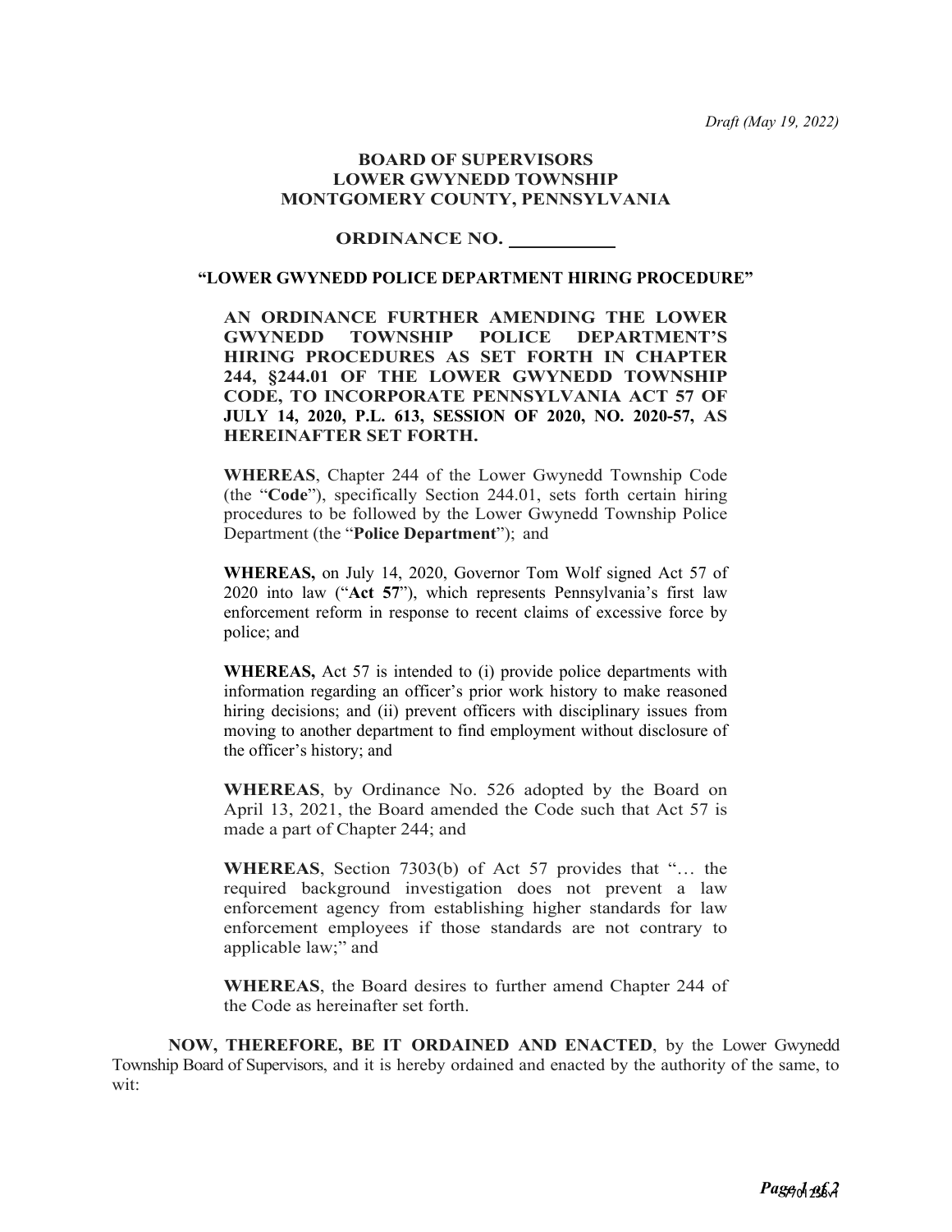*Draft (May 19, 2022)*

**BOARD OF SUPERVISORS**
**LOWER GWYNEDD TOWNSHIP**
**MONTGOMERY COUNTY, PENNSYLVANIA**

**ORDINANCE NO. \_\_\_\_\_\_\_\_\_\_\_**

**"LOWER GWYNEDD POLICE DEPARTMENT HIRING PROCEDURE"**

**AN ORDINANCE FURTHER AMENDING THE LOWER GWYNEDD TOWNSHIP POLICE DEPARTMENT'S HIRING PROCEDURES AS SET FORTH IN CHAPTER 244, §244.01 OF THE LOWER GWYNEDD TOWNSHIP CODE, TO INCORPORATE PENNSYLVANIA ACT 57 OF JULY 14, 2020, P.L. 613, SESSION OF 2020, NO. 2020-57, AS HEREINAFTER SET FORTH.**

**WHEREAS**, Chapter 244 of the Lower Gwynedd Township Code (the "**Code**"), specifically Section 244.01, sets forth certain hiring procedures to be followed by the Lower Gwynedd Township Police Department (the "**Police Department**"); and

**WHEREAS,** on July 14, 2020, Governor Tom Wolf signed Act 57 of 2020 into law ("**Act 57**"), which represents Pennsylvania's first law enforcement reform in response to recent claims of excessive force by police; and

**WHEREAS,** Act 57 is intended to (i) provide police departments with information regarding an officer's prior work history to make reasoned hiring decisions; and (ii) prevent officers with disciplinary issues from moving to another department to find employment without disclosure of the officer's history; and

**WHEREAS**, by Ordinance No. 526 adopted by the Board on April 13, 2021, the Board amended the Code such that Act 57 is made a part of Chapter 244; and

**WHEREAS**, Section 7303(b) of Act 57 provides that "… the required background investigation does not prevent a law enforcement agency from establishing higher standards for law enforcement employees if those standards are not contrary to applicable law;" and

**WHEREAS**, the Board desires to further amend Chapter 244 of the Code as hereinafter set forth.

**NOW, THEREFORE, BE IT ORDAINED AND ENACTED**, by the Lower Gwynedd Township Board of Supervisors, and it is hereby ordained and enacted by the authority of the same, to wit: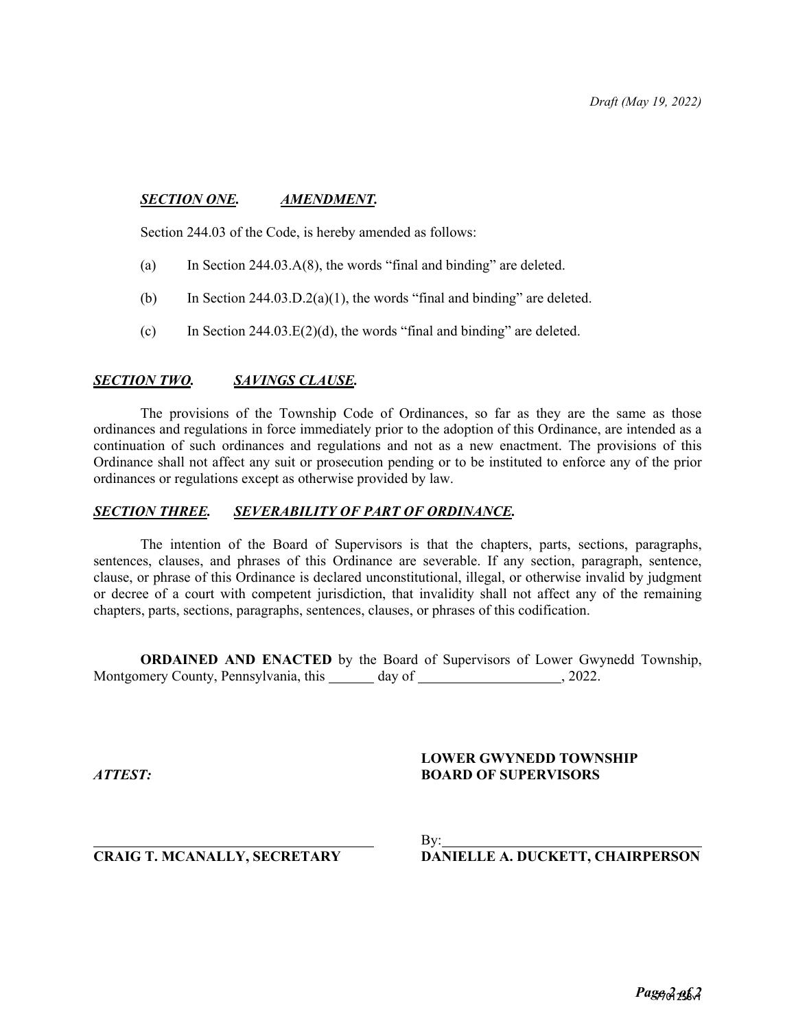*Draft (May 19, 2022)*

***SECTION ONE.*** ***AMENDMENT.***

Section 244.03 of the Code, is hereby amended as follows:

(a) In Section 244.03.A(8), the words “final and binding” are deleted.

(b) In Section 244.03.D.2(a)(1), the words “final and binding” are deleted.

(c) In Section 244.03.E(2)(d), the words “final and binding” are deleted.

***SECTION TWO.*** ***SAVINGS CLAUSE.***

The provisions of the Township Code of Ordinances, so far as they are the same as those ordinances and regulations in force immediately prior to the adoption of this Ordinance, are intended as a continuation of such ordinances and regulations and not as a new enactment. The provisions of this Ordinance shall not affect any suit or prosecution pending or to be instituted to enforce any of the prior ordinances or regulations except as otherwise provided by law.

***SECTION THREE.*** ***SEVERABILITY OF PART OF ORDINANCE.***

The intention of the Board of Supervisors is that the chapters, parts, sections, paragraphs, sentences, clauses, and phrases of this Ordinance are severable. If any section, paragraph, sentence, clause, or phrase of this Ordinance is declared unconstitutional, illegal, or otherwise invalid by judgment or decree of a court with competent jurisdiction, that invalidity shall not affect any of the remaining chapters, parts, sections, paragraphs, sentences, clauses, or phrases of this codification.

**ORDAINED AND ENACTED** by the Board of Supervisors of Lower Gwynedd Township, Montgomery County, Pennsylvania, this _______ day of _____________________, 2022.

***ATTEST:***

**LOWER GWYNEDD TOWNSHIP BOARD OF SUPERVISORS**

_______________________________________
**CRAIG T. MCANALLY, SECRETARY**

By:_____________________________________
**DANIELLE A. DUCKETT, CHAIRPERSON**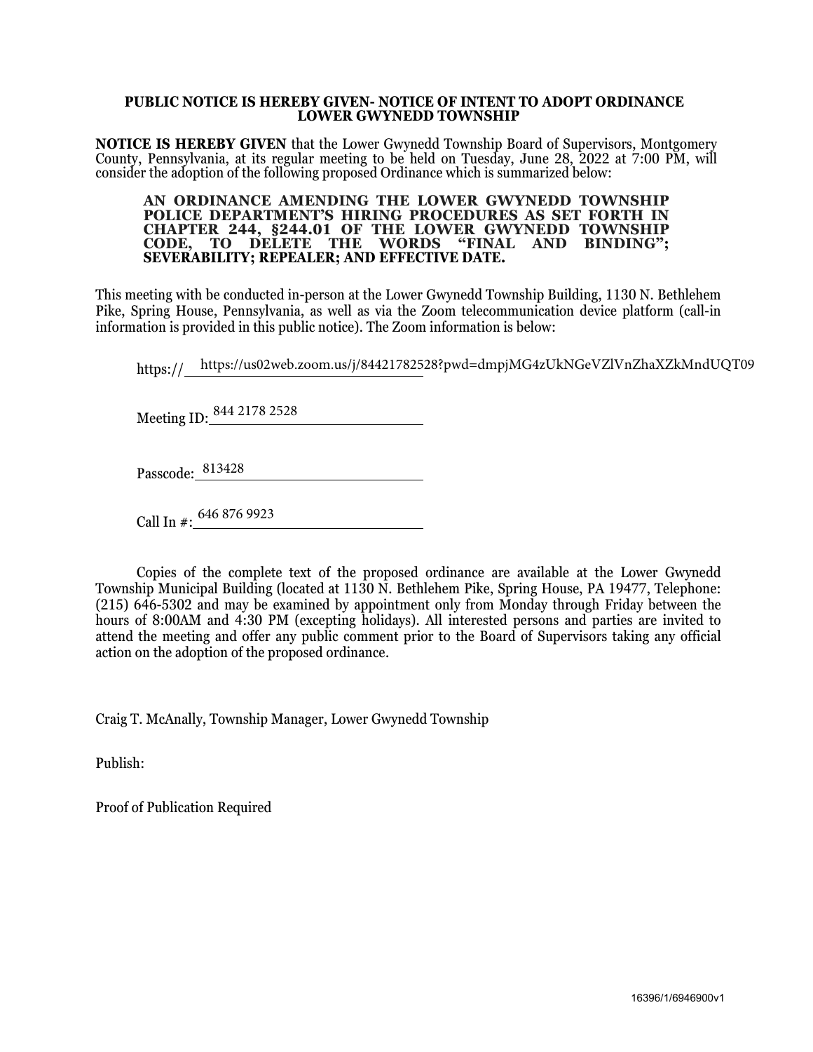**PUBLIC NOTICE IS HEREBY GIVEN- NOTICE OF INTENT TO ADOPT ORDINANCE LOWER GWYNEDD TOWNSHIP**

**NOTICE IS HEREBY GIVEN** that the Lower Gwynedd Township Board of Supervisors, Montgomery County, Pennsylvania, at its regular meeting to be held on Tuesday, June 28, 2022 at 7:00 PM, will consider the adoption of the following proposed Ordinance which is summarized below:

> **AN ORDINANCE AMENDING THE LOWER GWYNEDD TOWNSHIP POLICE DEPARTMENT'S HIRING PROCEDURES AS SET FORTH IN CHAPTER 244, §244.01 OF THE LOWER GWYNEDD TOWNSHIP CODE, TO DELETE THE WORDS "FINAL AND BINDING"; SEVERABILITY; REPEALER; AND EFFECTIVE DATE.**

This meeting with be conducted in-person at the Lower Gwynedd Township Building, 1130 N. Bethlehem Pike, Spring House, Pennsylvania, as well as via the Zoom telecommunication device platform (call-in information is provided in this public notice). The Zoom information is below:

https:// https://us02web.zoom.us/j/84421782528?pwd=dmpjMG4zUkNGeVZlVnZhaXZkMndUQT09

Meeting ID: 844 2178 2528

Passcode: 813428

Call In #: 646 876 9923

Copies of the complete text of the proposed ordinance are available at the Lower Gwynedd Township Municipal Building (located at 1130 N. Bethlehem Pike, Spring House, PA 19477, Telephone: (215) 646-5302 and may be examined by appointment only from Monday through Friday between the hours of 8:00AM and 4:30 PM (excepting holidays). All interested persons and parties are invited to attend the meeting and offer any public comment prior to the Board of Supervisors taking any official action on the adoption of the proposed ordinance.

Craig T. McAnally, Township Manager, Lower Gwynedd Township

Publish:

Proof of Publication Required

16396/1/6946900v1